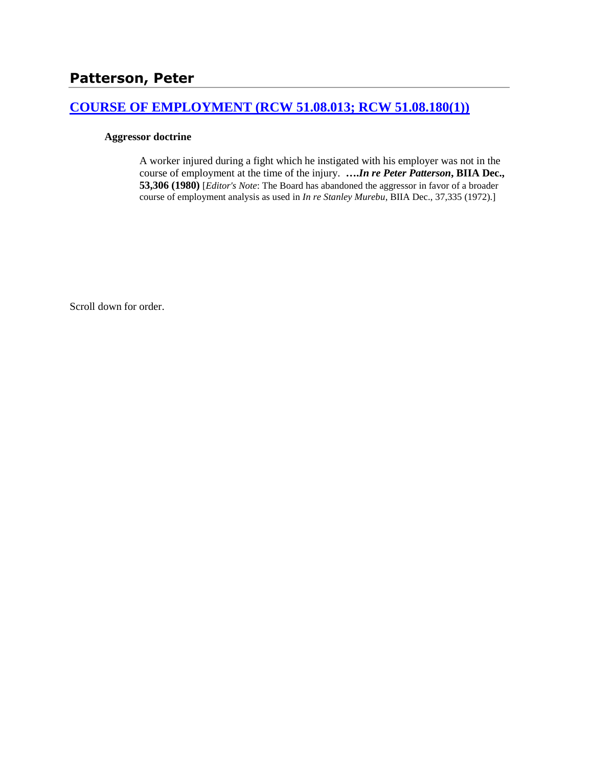# Patterson, Peter

## [COURSE OF EMPLOYMENT (RCW 51.08.013; RCW 51.08.180(1))]()

**Aggressor doctrine**

A worker injured during a fight which he instigated with his employer was not in the course of employment at the time of the injury. ***….In re Peter Patterson*, BIIA Dec., 53,306 (1980)** [*Editor's Note*: The Board has abandoned the aggressor in favor of a broader course of employment analysis as used in *In re Stanley Murebu*, BIIA Dec., 37,335 (1972).]

Scroll down for order.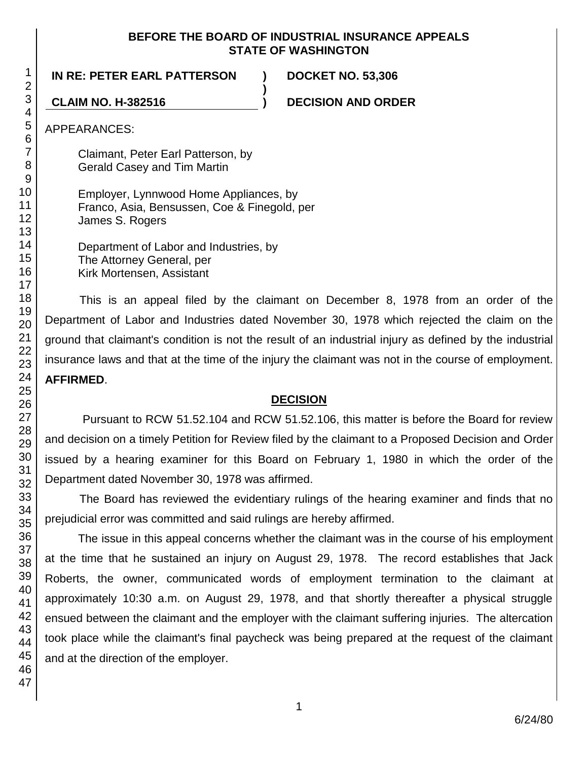**BEFORE THE BOARD OF INDUSTRIAL INSURANCE APPEALS STATE OF WASHINGTON**

**IN RE: PETER EARL PATTERSON ) DOCKET NO. 53,306**

**CLAIM NO. H-382516 ) DECISION AND ORDER**

APPEARANCES:

Claimant, Peter Earl Patterson, by
Gerald Casey and Tim Martin

Employer, Lynnwood Home Appliances, by
Franco, Asia, Bensussen, Coe & Finegold, per
James S. Rogers

Department of Labor and Industries, by
The Attorney General, per
Kirk Mortensen, Assistant

This is an appeal filed by the claimant on December 8, 1978 from an order of the Department of Labor and Industries dated November 30, 1978 which rejected the claim on the ground that claimant's condition is not the result of an industrial injury as defined by the industrial insurance laws and that at the time of the injury the claimant was not in the course of employment. **AFFIRMED**.

## DECISION

Pursuant to RCW 51.52.104 and RCW 51.52.106, this matter is before the Board for review and decision on a timely Petition for Review filed by the claimant to a Proposed Decision and Order issued by a hearing examiner for this Board on February 1, 1980 in which the order of the Department dated November 30, 1978 was affirmed.

The Board has reviewed the evidentiary rulings of the hearing examiner and finds that no prejudicial error was committed and said rulings are hereby affirmed.

The issue in this appeal concerns whether the claimant was in the course of his employment at the time that he sustained an injury on August 29, 1978. The record establishes that Jack Roberts, the owner, communicated words of employment termination to the claimant at approximately 10:30 a.m. on August 29, 1978, and that shortly thereafter a physical struggle ensued between the claimant and the employer with the claimant suffering injuries. The altercation took place while the claimant's final paycheck was being prepared at the request of the claimant and at the direction of the employer.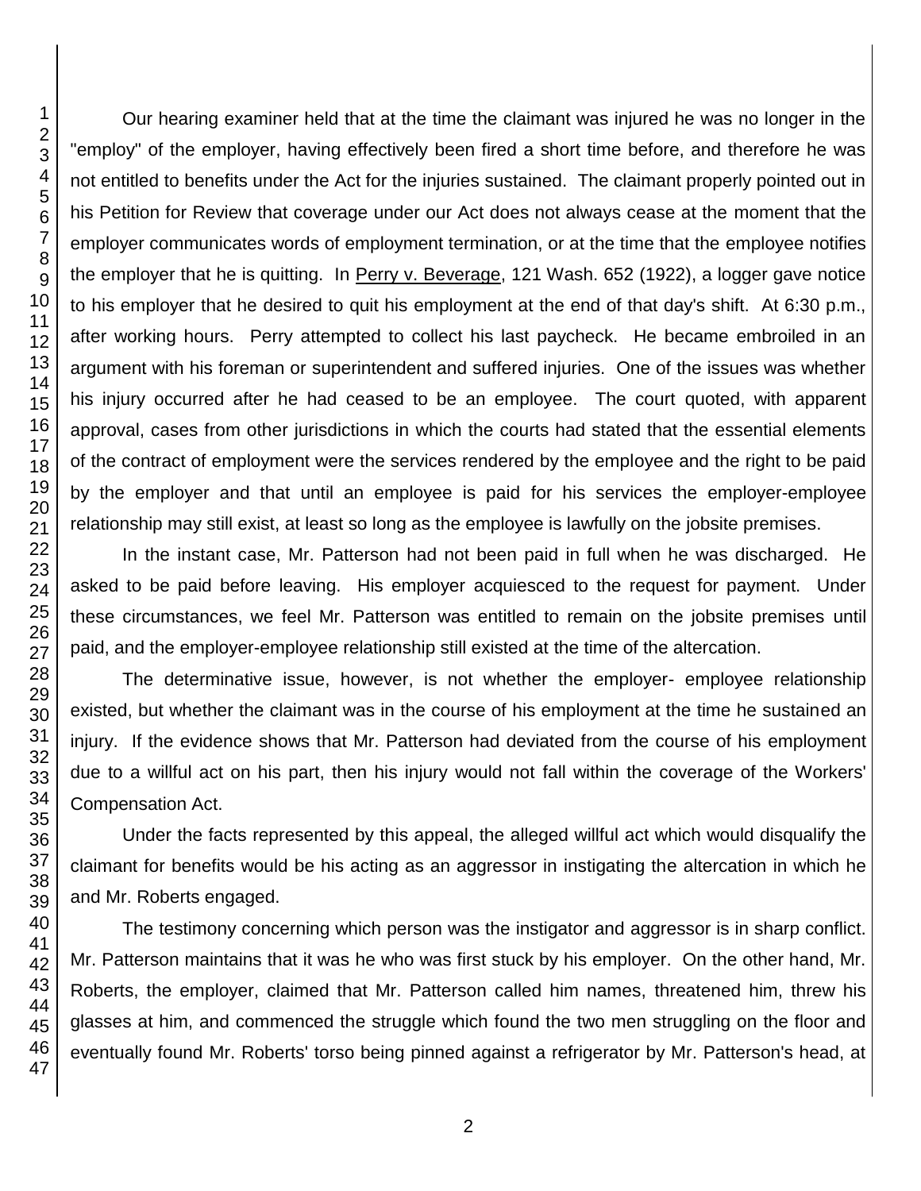Our hearing examiner held that at the time the claimant was injured he was no longer in the "employ" of the employer, having effectively been fired a short time before, and therefore he was not entitled to benefits under the Act for the injuries sustained. The claimant properly pointed out in his Petition for Review that coverage under our Act does not always cease at the moment that the employer communicates words of employment termination, or at the time that the employee notifies the employer that he is quitting. In Perry v. Beverage, 121 Wash. 652 (1922), a logger gave notice to his employer that he desired to quit his employment at the end of that day's shift. At 6:30 p.m., after working hours. Perry attempted to collect his last paycheck. He became embroiled in an argument with his foreman or superintendent and suffered injuries. One of the issues was whether his injury occurred after he had ceased to be an employee. The court quoted, with apparent approval, cases from other jurisdictions in which the courts had stated that the essential elements of the contract of employment were the services rendered by the employee and the right to be paid by the employer and that until an employee is paid for his services the employer-employee relationship may still exist, at least so long as the employee is lawfully on the jobsite premises.

In the instant case, Mr. Patterson had not been paid in full when he was discharged. He asked to be paid before leaving. His employer acquiesced to the request for payment. Under these circumstances, we feel Mr. Patterson was entitled to remain on the jobsite premises until paid, and the employer-employee relationship still existed at the time of the altercation.

The determinative issue, however, is not whether the employer- employee relationship existed, but whether the claimant was in the course of his employment at the time he sustained an injury. If the evidence shows that Mr. Patterson had deviated from the course of his employment due to a willful act on his part, then his injury would not fall within the coverage of the Workers' Compensation Act.

Under the facts represented by this appeal, the alleged willful act which would disqualify the claimant for benefits would be his acting as an aggressor in instigating the altercation in which he and Mr. Roberts engaged.

The testimony concerning which person was the instigator and aggressor is in sharp conflict. Mr. Patterson maintains that it was he who was first stuck by his employer. On the other hand, Mr. Roberts, the employer, claimed that Mr. Patterson called him names, threatened him, threw his glasses at him, and commenced the struggle which found the two men struggling on the floor and eventually found Mr. Roberts' torso being pinned against a refrigerator by Mr. Patterson's head, at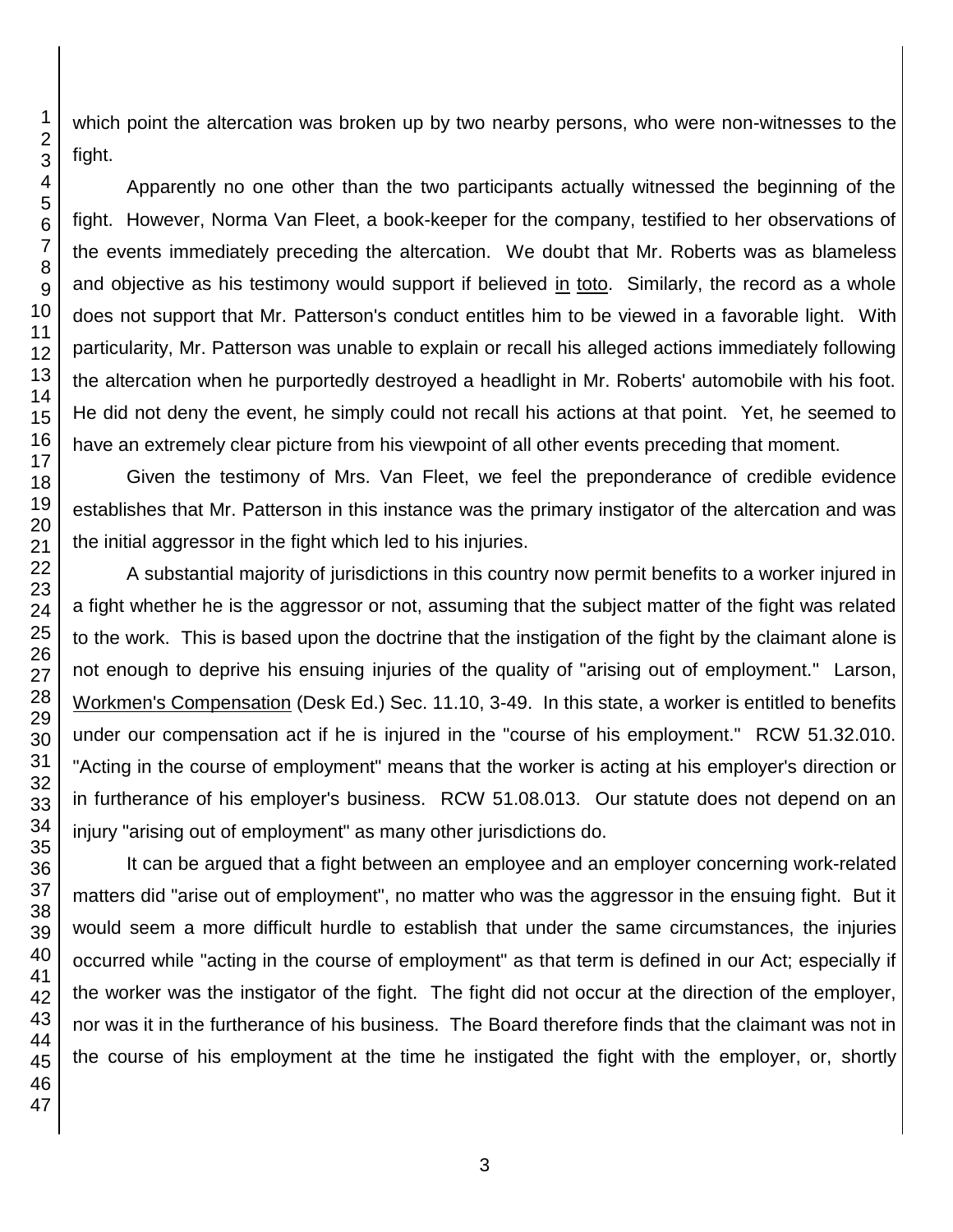which point the altercation was broken up by two nearby persons, who were non-witnesses to the fight.

Apparently no one other than the two participants actually witnessed the beginning of the fight. However, Norma Van Fleet, a book-keeper for the company, testified to her observations of the events immediately preceding the altercation. We doubt that Mr. Roberts was as blameless and objective as his testimony would support if believed in toto. Similarly, the record as a whole does not support that Mr. Patterson's conduct entitles him to be viewed in a favorable light. With particularity, Mr. Patterson was unable to explain or recall his alleged actions immediately following the altercation when he purportedly destroyed a headlight in Mr. Roberts' automobile with his foot. He did not deny the event, he simply could not recall his actions at that point. Yet, he seemed to have an extremely clear picture from his viewpoint of all other events preceding that moment.

Given the testimony of Mrs. Van Fleet, we feel the preponderance of credible evidence establishes that Mr. Patterson in this instance was the primary instigator of the altercation and was the initial aggressor in the fight which led to his injuries.

A substantial majority of jurisdictions in this country now permit benefits to a worker injured in a fight whether he is the aggressor or not, assuming that the subject matter of the fight was related to the work. This is based upon the doctrine that the instigation of the fight by the claimant alone is not enough to deprive his ensuing injuries of the quality of "arising out of employment." Larson, Workmen's Compensation (Desk Ed.) Sec. 11.10, 3-49. In this state, a worker is entitled to benefits under our compensation act if he is injured in the "course of his employment." RCW 51.32.010. "Acting in the course of employment" means that the worker is acting at his employer's direction or in furtherance of his employer's business. RCW 51.08.013. Our statute does not depend on an injury "arising out of employment" as many other jurisdictions do.

It can be argued that a fight between an employee and an employer concerning work-related matters did "arise out of employment", no matter who was the aggressor in the ensuing fight. But it would seem a more difficult hurdle to establish that under the same circumstances, the injuries occurred while "acting in the course of employment" as that term is defined in our Act; especially if the worker was the instigator of the fight. The fight did not occur at the direction of the employer, nor was it in the furtherance of his business. The Board therefore finds that the claimant was not in the course of his employment at the time he instigated the fight with the employer, or, shortly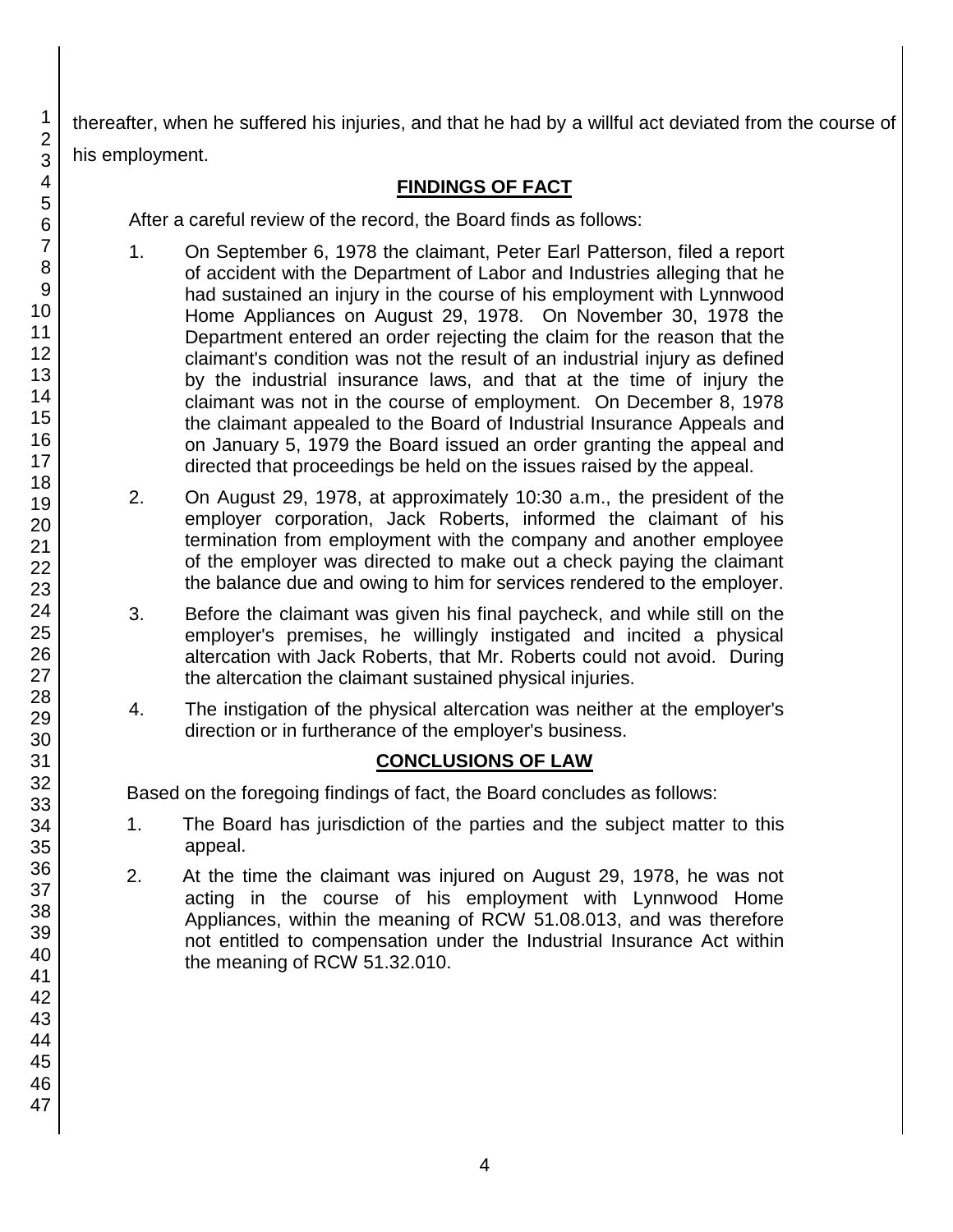thereafter, when he suffered his injuries, and that he had by a willful act deviated from the course of his employment.

## FINDINGS OF FACT

After a careful review of the record, the Board finds as follows:

1. On September 6, 1978 the claimant, Peter Earl Patterson, filed a report of accident with the Department of Labor and Industries alleging that he had sustained an injury in the course of his employment with Lynnwood Home Appliances on August 29, 1978. On November 30, 1978 the Department entered an order rejecting the claim for the reason that the claimant's condition was not the result of an industrial injury as defined by the industrial insurance laws, and that at the time of injury the claimant was not in the course of employment. On December 8, 1978 the claimant appealed to the Board of Industrial Insurance Appeals and on January 5, 1979 the Board issued an order granting the appeal and directed that proceedings be held on the issues raised by the appeal.

2. On August 29, 1978, at approximately 10:30 a.m., the president of the employer corporation, Jack Roberts, informed the claimant of his termination from employment with the company and another employee of the employer was directed to make out a check paying the claimant the balance due and owing to him for services rendered to the employer.

3. Before the claimant was given his final paycheck, and while still on the employer's premises, he willingly instigated and incited a physical altercation with Jack Roberts, that Mr. Roberts could not avoid. During the altercation the claimant sustained physical injuries.

4. The instigation of the physical altercation was neither at the employer's direction or in furtherance of the employer's business.

## CONCLUSIONS OF LAW

Based on the foregoing findings of fact, the Board concludes as follows:

1. The Board has jurisdiction of the parties and the subject matter to this appeal.

2. At the time the claimant was injured on August 29, 1978, he was not acting in the course of his employment with Lynnwood Home Appliances, within the meaning of RCW 51.08.013, and was therefore not entitled to compensation under the Industrial Insurance Act within the meaning of RCW 51.32.010.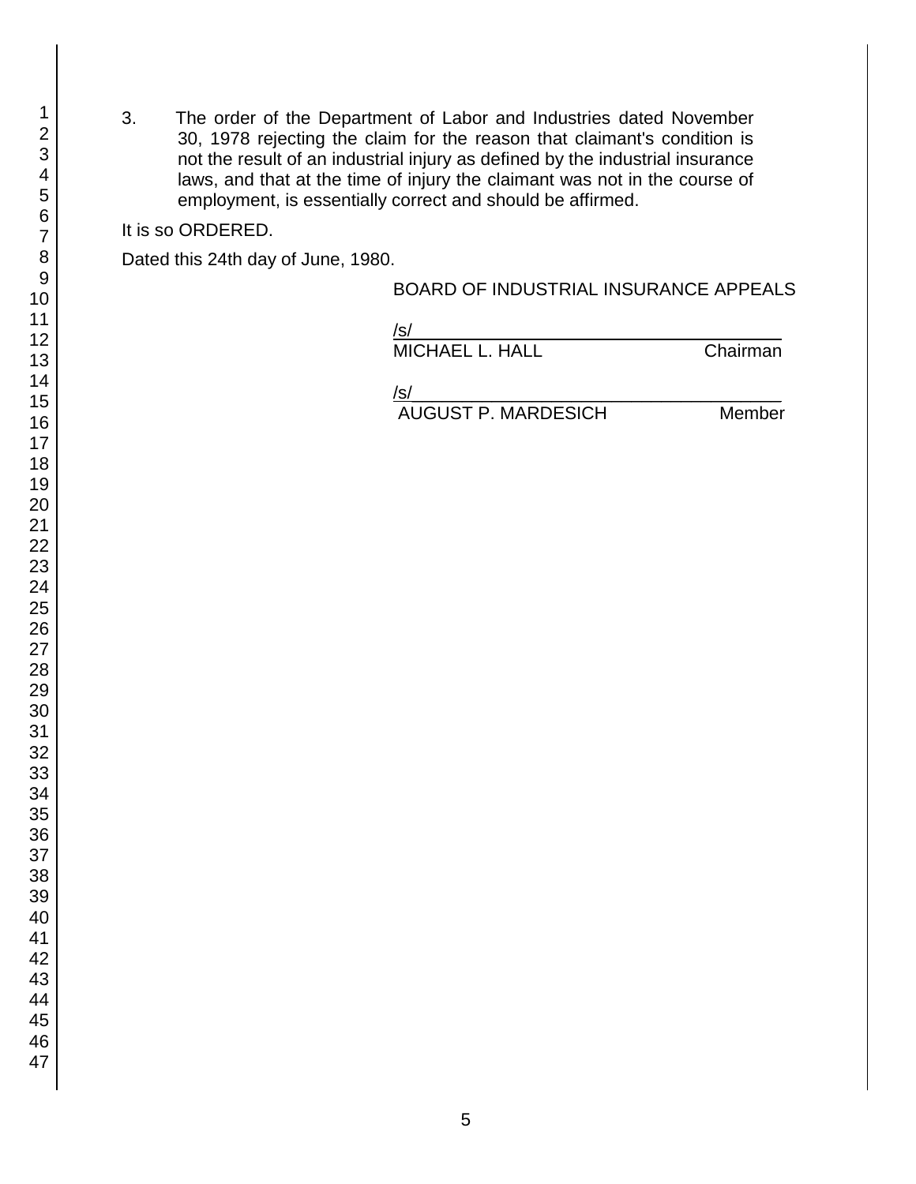3. The order of the Department of Labor and Industries dated November 30, 1978 rejecting the claim for the reason that claimant's condition is not the result of an industrial injury as defined by the industrial insurance laws, and that at the time of injury the claimant was not in the course of employment, is essentially correct and should be affirmed.

It is so ORDERED.

Dated this 24th day of June, 1980.

BOARD OF INDUSTRIAL INSURANCE APPEALS

/s/
MICHAEL L. HALL Chairman

/s/
AUGUST P. MARDESICH Member